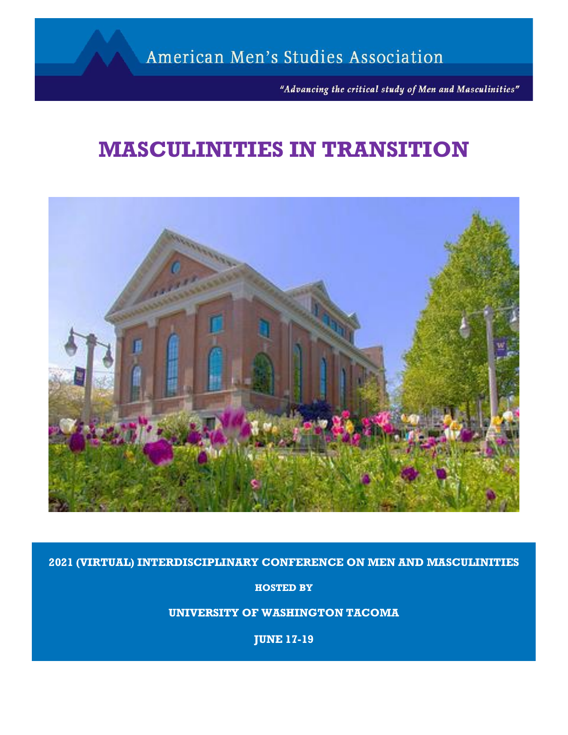American Men's Studies Association

*"Advancing the critical study of Men and Masculinities"*

# MASCULINITIES IN TRANSITION

**2021 (VIRTUAL) INTERDISCIPLINARY CONFERENCE ON MEN AND MASCULINITIES**

**HOSTED BY**

**UNIVERSITY OF WASHINGTON TACOMA**

**JUNE 17-19**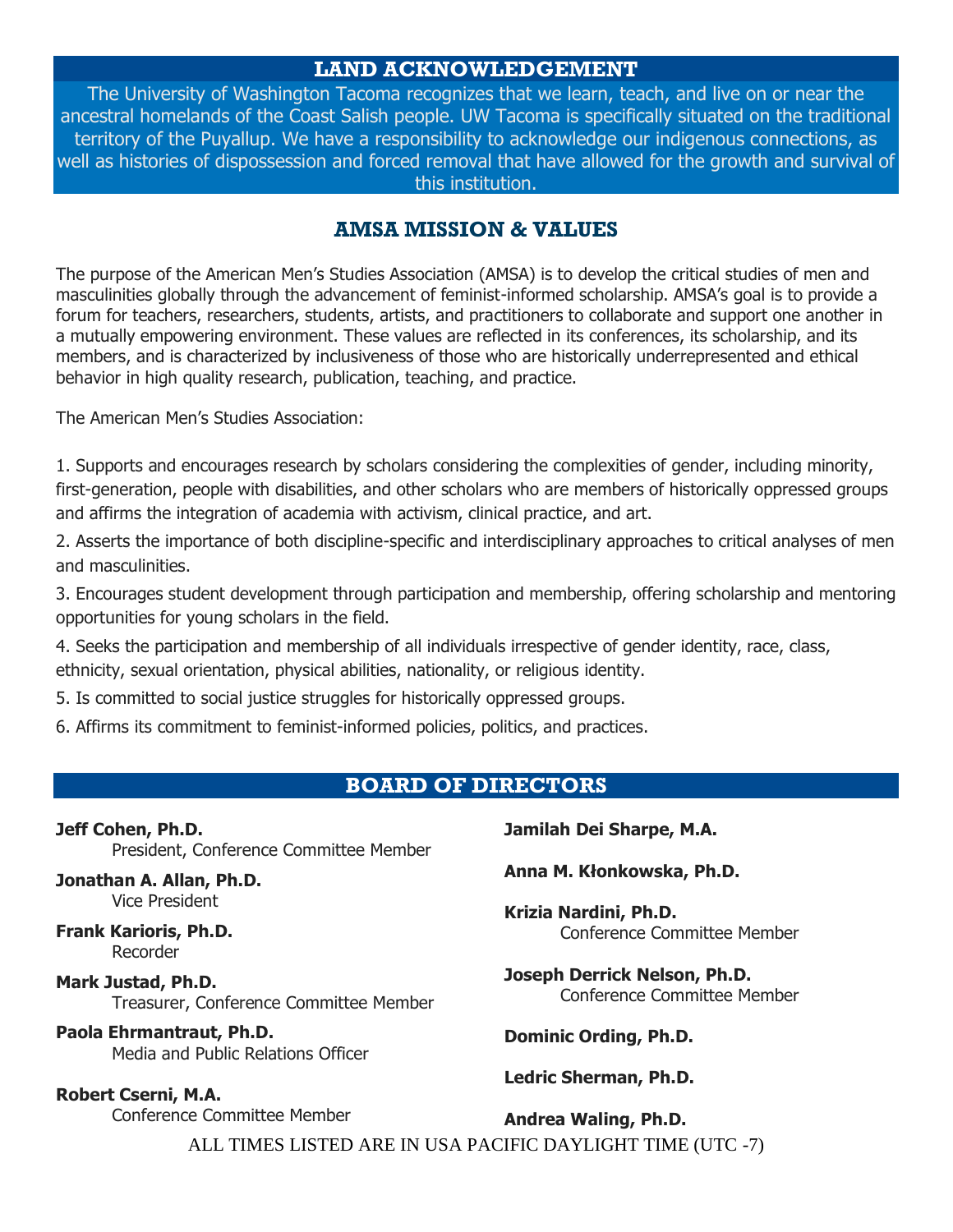## LAND ACKNOWLEDGEMENT

The University of Washington Tacoma recognizes that we learn, teach, and live on or near the ancestral homelands of the Coast Salish people. UW Tacoma is specifically situated on the traditional territory of the Puyallup. We have a responsibility to acknowledge our indigenous connections, as well as histories of dispossession and forced removal that have allowed for the growth and survival of this institution.

## AMSA MISSION & VALUES

The purpose of the American Men's Studies Association (AMSA) is to develop the critical studies of men and masculinities globally through the advancement of feminist-informed scholarship. AMSA's goal is to provide a forum for teachers, researchers, students, artists, and practitioners to collaborate and support one another in a mutually empowering environment. These values are reflected in its conferences, its scholarship, and its members, and is characterized by inclusiveness of those who are historically underrepresented and ethical behavior in high quality research, publication, teaching, and practice.

The American Men's Studies Association:

1. Supports and encourages research by scholars considering the complexities of gender, including minority, first-generation, people with disabilities, and other scholars who are members of historically oppressed groups and affirms the integration of academia with activism, clinical practice, and art.
2. Asserts the importance of both discipline-specific and interdisciplinary approaches to critical analyses of men and masculinities.
3. Encourages student development through participation and membership, offering scholarship and mentoring opportunities for young scholars in the field.
4. Seeks the participation and membership of all individuals irrespective of gender identity, race, class, ethnicity, sexual orientation, physical abilities, nationality, or religious identity.
5. Is committed to social justice struggles for historically oppressed groups.
6. Affirms its commitment to feminist-informed policies, politics, and practices.

## BOARD OF DIRECTORS

**Jeff Cohen, Ph.D.**
President, Conference Committee Member

**Jonathan A. Allan, Ph.D.**
Vice President

**Frank Karioris, Ph.D.**
Recorder

**Mark Justad, Ph.D.**
Treasurer, Conference Committee Member

**Paola Ehrmantraut, Ph.D.**
Media and Public Relations Officer

**Robert Cserni, M.A.**
Conference Committee Member

**Jamilah Dei Sharpe, M.A.**

**Anna M. Kłonkowska, Ph.D.**

**Krizia Nardini, Ph.D.**
Conference Committee Member

**Joseph Derrick Nelson, Ph.D.**
Conference Committee Member

**Dominic Ording, Ph.D.**

**Ledric Sherman, Ph.D.**

**Andrea Waling, Ph.D.**

ALL TIMES LISTED ARE IN USA PACIFIC DAYLIGHT TIME (UTC -7)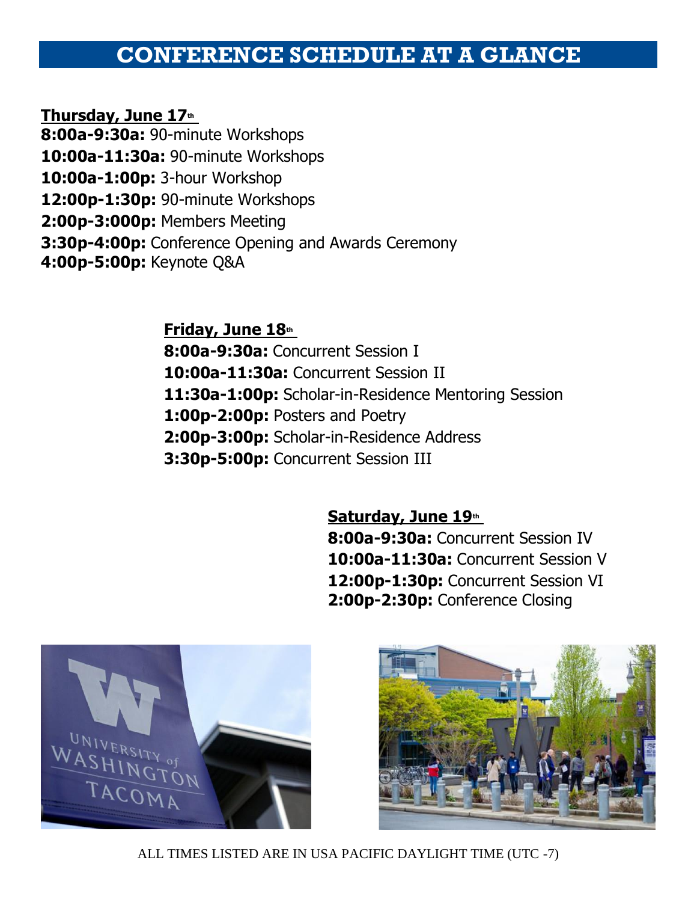# CONFERENCE SCHEDULE AT A GLANCE

**Thursday, June 17th**

**8:00a-9:30a:** 90-minute Workshops
**10:00a-11:30a:** 90-minute Workshops
**10:00a-1:00p:** 3-hour Workshop
**12:00p-1:30p:** 90-minute Workshops
**2:00p-3:000p:** Members Meeting
**3:30p-4:00p:** Conference Opening and Awards Ceremony
**4:00p-5:00p:** Keynote Q&A

**Friday, June 18th**

**8:00a-9:30a:** Concurrent Session I
**10:00a-11:30a:** Concurrent Session II
**11:30a-1:00p:** Scholar-in-Residence Mentoring Session
**1:00p-2:00p:** Posters and Poetry
**2:00p-3:00p:** Scholar-in-Residence Address
**3:30p-5:00p:** Concurrent Session III

**Saturday, June 19th**

**8:00a-9:30a:** Concurrent Session IV
**10:00a-11:30a:** Concurrent Session V
**12:00p-1:30p:** Concurrent Session VI
**2:00p-2:30p:** Conference Closing

ALL TIMES LISTED ARE IN USA PACIFIC DAYLIGHT TIME (UTC -7)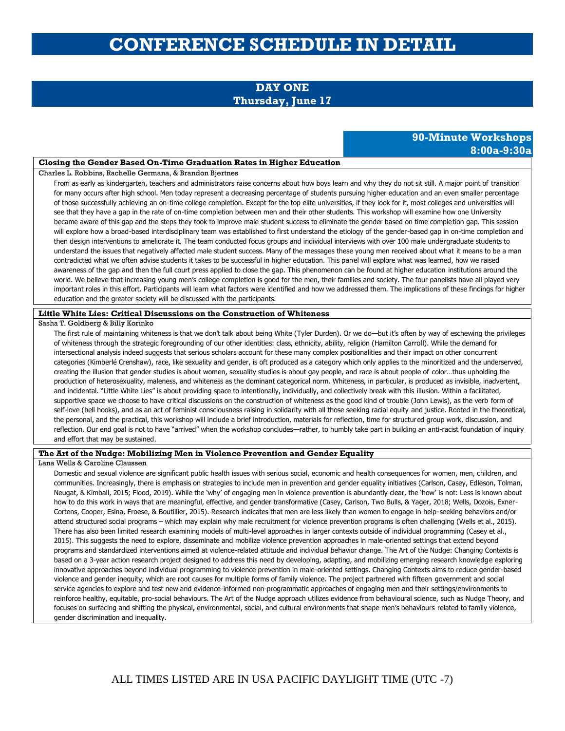# CONFERENCE SCHEDULE IN DETAIL

## DAY ONE
## Thursday, June 17

### 90-Minute Workshops
### 8:00a-9:30a

**Closing the Gender Based On-Time Graduation Rates in Higher Education**

Charles L. Robbins, Rachelle Germana, & Brandon Bjertnes

From as early as kindergarten, teachers and administrators raise concerns about how boys learn and why they do not sit still. A major point of transition for many occurs after high school. Men today represent a decreasing percentage of students pursuing higher education and an even smaller percentage of those successfully achieving an on-time college completion. Except for the top elite universities, if they look for it, most colleges and universities will see that they have a gap in the rate of on-time completion between men and their other students. This workshop will examine how one University became aware of this gap and the steps they took to improve male student success to eliminate the gender based on time completion gap. This session will explore how a broad-based interdisciplinary team was established to first understand the etiology of the gender-based gap in on-time completion and then design interventions to ameliorate it. The team conducted focus groups and individual interviews with over 100 male undergraduate students to understand the issues that negatively affected male student success. Many of the messages these young men received about what it means to be a man contradicted what we often advise students it takes to be successful in higher education. This panel will explore what was learned, how we raised awareness of the gap and then the full court press applied to close the gap. This phenomenon can be found at higher education institutions around the world. We believe that increasing young men's college completion is good for the men, their families and society. The four panelists have all played very important roles in this effort. Participants will learn what factors were identified and how we addressed them. The implications of these findings for higher education and the greater society will be discussed with the participants.

**Little White Lies: Critical Discussions on the Construction of Whiteness**

Sasha T. Goldberg & Billy Korinko

The first rule of maintaining whiteness is that we don't talk about being White (Tyler Durden). Or we do—but it's often by way of eschewing the privileges of whiteness through the strategic foregrounding of our other identities: class, ethnicity, ability, religion (Hamilton Carroll). While the demand for intersectional analysis indeed suggests that serious scholars account for these many complex positionalities and their impact on other concurrent categories (Kimberlé Crenshaw), race, like sexuality and gender, is oft produced as a category which only applies to the minoritized and the underserved, creating the illusion that gender studies is about women, sexuality studies is about gay people, and race is about people of color…thus upholding the production of heterosexuality, maleness, and whiteness as the dominant categorical norm. Whiteness, in particular, is produced as invisible, inadvertent, and incidental. "Little White Lies" is about providing space to intentionally, individually, and collectively break with this illusion. Within a facilitated, supportive space we choose to have critical discussions on the construction of whiteness as the good kind of trouble (John Lewis), as the verb form of self-love (bell hooks), and as an act of feminist consciousness raising in solidarity with all those seeking racial equity and justice. Rooted in the theoretical, the personal, and the practical, this workshop will include a brief introduction, materials for reflection, time for structured group work, discussion, and reflection. Our end goal is not to have "arrived" when the workshop concludes—rather, to humbly take part in building an anti-racist foundation of inquiry and effort that may be sustained.

**The Art of the Nudge: Mobilizing Men in Violence Prevention and Gender Equality**

Lana Wells & Caroline Claussen

Domestic and sexual violence are significant public health issues with serious social, economic and health consequences for women, men, children, and communities. Increasingly, there is emphasis on strategies to include men in prevention and gender equality initiatives (Carlson, Casey, Edleson, Tolman, Neugat, & Kimball, 2015; Flood, 2019). While the 'why' of engaging men in violence prevention is abundantly clear, the 'how' is not: Less is known about how to do this work in ways that are meaningful, effective, and gender transformative (Casey, Carlson, Two Bulls, & Yager, 2018; Wells, Dozois, Exner-Cortens, Cooper, Esina, Froese, & Boutillier, 2015). Research indicates that men are less likely than women to engage in help-seeking behaviors and/or attend structured social programs – which may explain why male recruitment for violence prevention programs is often challenging (Wells et al., 2015). There has also been limited research examining models of multi-level approaches in larger contexts outside of individual programming (Casey et al., 2015). This suggests the need to explore, disseminate and mobilize violence prevention approaches in male-oriented settings that extend beyond programs and standardized interventions aimed at violence-related attitude and individual behavior change. The Art of the Nudge: Changing Contexts is based on a 3-year action research project designed to address this need by developing, adapting, and mobilizing emerging research knowledge exploring innovative approaches beyond individual programming to violence prevention in male-oriented settings. Changing Contexts aims to reduce gender-based violence and gender inequity, which are root causes for multiple forms of family violence. The project partnered with fifteen government and social service agencies to explore and test new and evidence-informed non-programmatic approaches of engaging men and their settings/environments to reinforce healthy, equitable, pro-social behaviours. The Art of the Nudge approach utilizes evidence from behavioural science, such as Nudge Theory, and focuses on surfacing and shifting the physical, environmental, social, and cultural environments that shape men's behaviours related to family violence, gender discrimination and inequality.

ALL TIMES LISTED ARE IN USA PACIFIC DAYLIGHT TIME (UTC -7)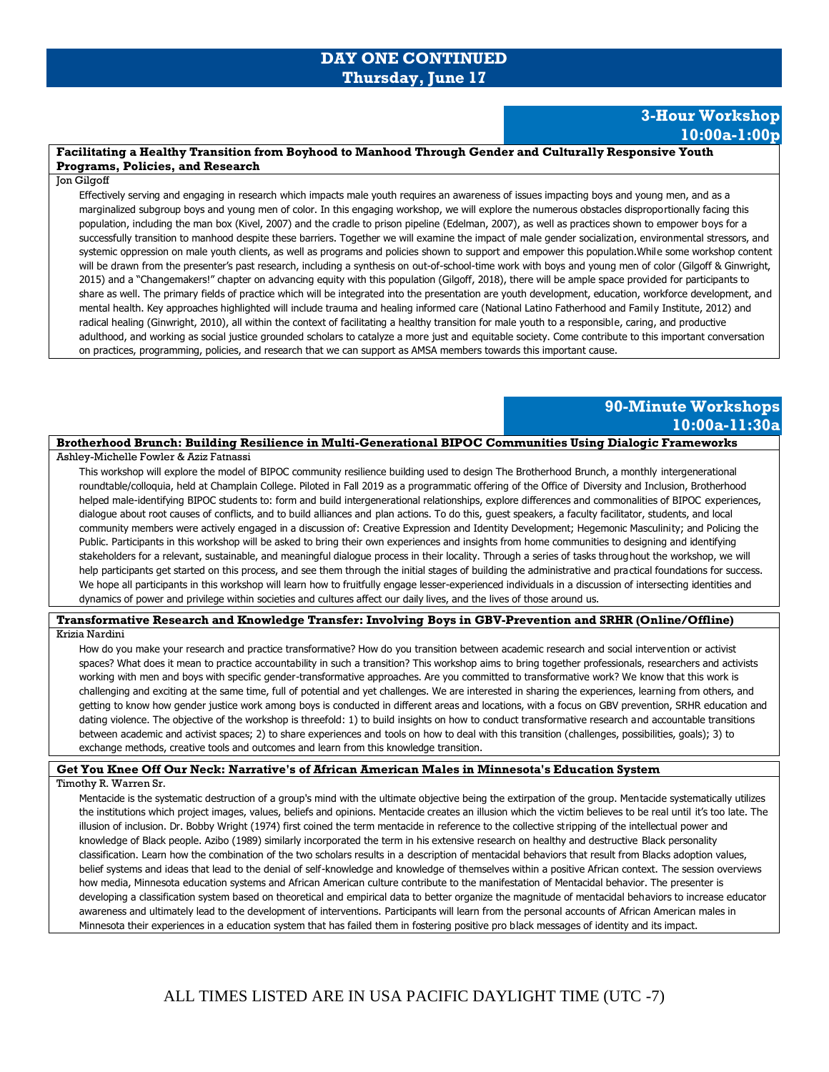# DAY ONE CONTINUED
## Thursday, June 17

## 3-Hour Workshop
**10:00a-1:00p**

### Facilitating a Healthy Transition from Boyhood to Manhood Through Gender and Culturally Responsive Youth Programs, Policies, and Research

Jon Gilgoff

Effectively serving and engaging in research which impacts male youth requires an awareness of issues impacting boys and young men, and as a marginalized subgroup boys and young men of color. In this engaging workshop, we will explore the numerous obstacles disproportionally facing this population, including the man box (Kivel, 2007) and the cradle to prison pipeline (Edelman, 2007), as well as practices shown to empower boys for a successfully transition to manhood despite these barriers. Together we will examine the impact of male gender socialization, environmental stressors, and systemic oppression on male youth clients, as well as programs and policies shown to support and empower this population.While some workshop content will be drawn from the presenter's past research, including a synthesis on out-of-school-time work with boys and young men of color (Gilgoff & Ginwright, 2015) and a "Changemakers!" chapter on advancing equity with this population (Gilgoff, 2018), there will be ample space provided for participants to share as well. The primary fields of practice which will be integrated into the presentation are youth development, education, workforce development, and mental health. Key approaches highlighted will include trauma and healing informed care (National Latino Fatherhood and Family Institute, 2012) and radical healing (Ginwright, 2010), all within the context of facilitating a healthy transition for male youth to a responsible, caring, and productive adulthood, and working as social justice grounded scholars to catalyze a more just and equitable society. Come contribute to this important conversation on practices, programming, policies, and research that we can support as AMSA members towards this important cause.

## 90-Minute Workshops
**10:00a-11:30a**

### Brotherhood Brunch: Building Resilience in Multi-Generational BIPOC Communities Using Dialogic Frameworks

Ashley-Michelle Fowler & Aziz Fatnassi

This workshop will explore the model of BIPOC community resilience building used to design The Brotherhood Brunch, a monthly intergenerational roundtable/colloquia, held at Champlain College. Piloted in Fall 2019 as a programmatic offering of the Office of Diversity and Inclusion, Brotherhood helped male-identifying BIPOC students to: form and build intergenerational relationships, explore differences and commonalities of BIPOC experiences, dialogue about root causes of conflicts, and to build alliances and plan actions. To do this, guest speakers, a faculty facilitator, students, and local community members were actively engaged in a discussion of: Creative Expression and Identity Development; Hegemonic Masculinity; and Policing the Public. Participants in this workshop will be asked to bring their own experiences and insights from home communities to designing and identifying stakeholders for a relevant, sustainable, and meaningful dialogue process in their locality. Through a series of tasks throughout the workshop, we will help participants get started on this process, and see them through the initial stages of building the administrative and practical foundations for success. We hope all participants in this workshop will learn how to fruitfully engage lesser-experienced individuals in a discussion of intersecting identities and dynamics of power and privilege within societies and cultures affect our daily lives, and the lives of those around us.

### Transformative Research and Knowledge Transfer: Involving Boys in GBV-Prevention and SRHR (Online/Offline)

Krizia Nardini

How do you make your research and practice transformative? How do you transition between academic research and social intervention or activist spaces? What does it mean to practice accountability in such a transition? This workshop aims to bring together professionals, researchers and activists working with men and boys with specific gender-transformative approaches. Are you committed to transformative work? We know that this work is challenging and exciting at the same time, full of potential and yet challenges. We are interested in sharing the experiences, learning from others, and getting to know how gender justice work among boys is conducted in different areas and locations, with a focus on GBV prevention, SRHR education and dating violence. The objective of the workshop is threefold: 1) to build insights on how to conduct transformative research and accountable transitions between academic and activist spaces; 2) to share experiences and tools on how to deal with this transition (challenges, possibilities, goals); 3) to exchange methods, creative tools and outcomes and learn from this knowledge transition.

### Get You Knee Off Our Neck: Narrative's of African American Males in Minnesota's Education System

Timothy R. Warren Sr.

Mentacide is the systematic destruction of a group's mind with the ultimate objective being the extirpation of the group. Mentacide systematically utilizes the institutions which project images, values, beliefs and opinions. Mentacide creates an illusion which the victim believes to be real until it's too late. The illusion of inclusion. Dr. Bobby Wright (1974) first coined the term mentacide in reference to the collective stripping of the intellectual power and knowledge of Black people. Azibo (1989) similarly incorporated the term in his extensive research on healthy and destructive Black personality classification. Learn how the combination of the two scholars results in a description of mentacidal behaviors that result from Blacks adoption values, belief systems and ideas that lead to the denial of self-knowledge and knowledge of themselves within a positive African context. The session overviews how media, Minnesota education systems and African American culture contribute to the manifestation of Mentacidal behavior. The presenter is developing a classification system based on theoretical and empirical data to better organize the magnitude of mentacidal behaviors to increase educator awareness and ultimately lead to the development of interventions. Participants will learn from the personal accounts of African American males in Minnesota their experiences in a education system that has failed them in fostering positive pro black messages of identity and its impact.

ALL TIMES LISTED ARE IN USA PACIFIC DAYLIGHT TIME (UTC -7)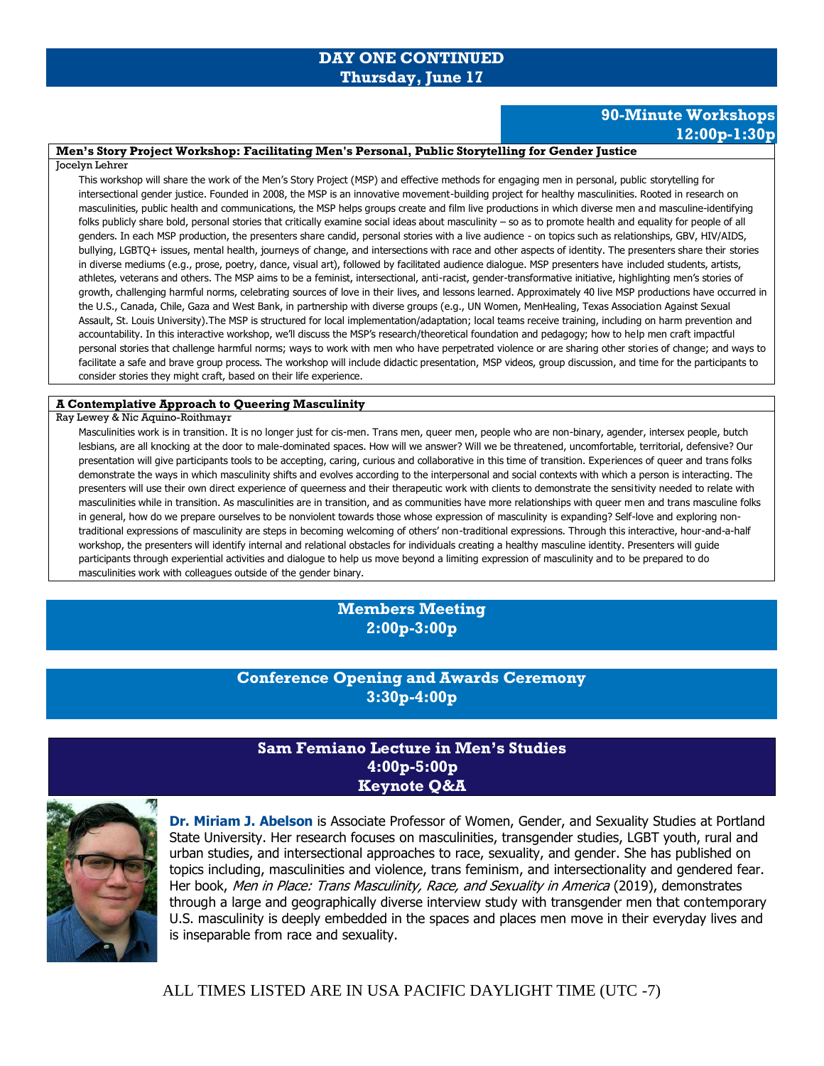## DAY ONE CONTINUED
### Thursday, June 17

### 90-Minute Workshops
### 12:00p-1:30p

**Men's Story Project Workshop: Facilitating Men's Personal, Public Storytelling for Gender Justice**

Jocelyn Lehrer

This workshop will share the work of the Men's Story Project (MSP) and effective methods for engaging men in personal, public storytelling for intersectional gender justice. Founded in 2008, the MSP is an innovative movement-building project for healthy masculinities. Rooted in research on masculinities, public health and communications, the MSP helps groups create and film live productions in which diverse men and masculine-identifying folks publicly share bold, personal stories that critically examine social ideas about masculinity – so as to promote health and equality for people of all genders. In each MSP production, the presenters share candid, personal stories with a live audience - on topics such as relationships, GBV, HIV/AIDS, bullying, LGBTQ+ issues, mental health, journeys of change, and intersections with race and other aspects of identity. The presenters share their stories in diverse mediums (e.g., prose, poetry, dance, visual art), followed by facilitated audience dialogue. MSP presenters have included students, artists, athletes, veterans and others. The MSP aims to be a feminist, intersectional, anti-racist, gender-transformative initiative, highlighting men's stories of growth, challenging harmful norms, celebrating sources of love in their lives, and lessons learned. Approximately 40 live MSP productions have occurred in the U.S., Canada, Chile, Gaza and West Bank, in partnership with diverse groups (e.g., UN Women, MenHealing, Texas Association Against Sexual Assault, St. Louis University).The MSP is structured for local implementation/adaptation; local teams receive training, including on harm prevention and accountability. In this interactive workshop, we'll discuss the MSP's research/theoretical foundation and pedagogy; how to help men craft impactful personal stories that challenge harmful norms; ways to work with men who have perpetrated violence or are sharing other stories of change; and ways to facilitate a safe and brave group process. The workshop will include didactic presentation, MSP videos, group discussion, and time for the participants to consider stories they might craft, based on their life experience.

**A Contemplative Approach to Queering Masculinity**

Ray Lewey & Nic Aquino-Roithmayr

Masculinities work is in transition. It is no longer just for cis-men. Trans men, queer men, people who are non-binary, agender, intersex people, butch lesbians, are all knocking at the door to male-dominated spaces. How will we answer? Will we be threatened, uncomfortable, territorial, defensive? Our presentation will give participants tools to be accepting, caring, curious and collaborative in this time of transition. Experiences of queer and trans folks demonstrate the ways in which masculinity shifts and evolves according to the interpersonal and social contexts with which a person is interacting. The presenters will use their own direct experience of queerness and their therapeutic work with clients to demonstrate the sensitivity needed to relate with masculinities while in transition. As masculinities are in transition, and as communities have more relationships with queer men and trans masculine folks in general, how do we prepare ourselves to be nonviolent towards those whose expression of masculinity is expanding? Self-love and exploring non-traditional expressions of masculinity are steps in becoming welcoming of others' non-traditional expressions. Through this interactive, hour-and-a-half workshop, the presenters will identify internal and relational obstacles for individuals creating a healthy masculine identity. Presenters will guide participants through experiential activities and dialogue to help us move beyond a limiting expression of masculinity and to be prepared to do masculinities work with colleagues outside of the gender binary.

### Members Meeting
### 2:00p-3:00p

### Conference Opening and Awards Ceremony
### 3:30p-4:00p

### Sam Femiano Lecture in Men's Studies
### 4:00p-5:00p
### Keynote Q&A

**Dr. Miriam J. Abelson** is Associate Professor of Women, Gender, and Sexuality Studies at Portland State University. Her research focuses on masculinities, transgender studies, LGBT youth, rural and urban studies, and intersectional approaches to race, sexuality, and gender. She has published on topics including, masculinities and violence, trans feminism, and intersectionality and gendered fear. Her book, *Men in Place: Trans Masculinity, Race, and Sexuality in America* (2019), demonstrates through a large and geographically diverse interview study with transgender men that contemporary U.S. masculinity is deeply embedded in the spaces and places men move in their everyday lives and is inseparable from race and sexuality.

ALL TIMES LISTED ARE IN USA PACIFIC DAYLIGHT TIME (UTC -7)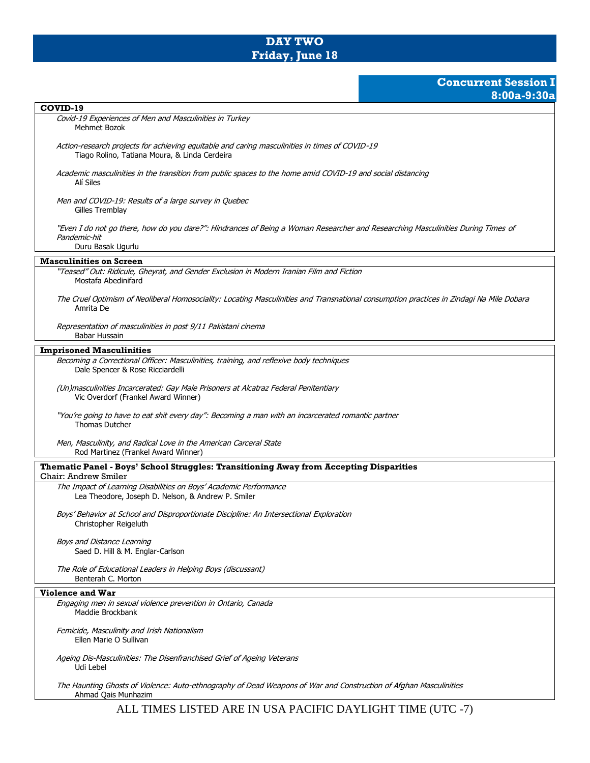# DAY TWO
# Friday, June 18

## Concurrent Session I
## 8:00a-9:30a

### COVID-19

*Covid-19 Experiences of Men and Masculinities in Turkey*
Mehmet Bozok

*Action-research projects for achieving equitable and caring masculinities in times of COVID-19*
Tiago Rolino, Tatiana Moura, & Linda Cerdeira

*Academic masculinities in the transition from public spaces to the home amid COVID-19 and social distancing*
Alí Siles

*Men and COVID-19: Results of a large survey in Quebec*
Gilles Tremblay

*"Even I do not go there, how do you dare?": Hindrances of Being a Woman Researcher and Researching Masculinities During Times of Pandemic-hit*
Duru Basak Ugurlu

### Masculinities on Screen

*"Teased" Out: Ridicule, Gheyrat, and Gender Exclusion in Modern Iranian Film and Fiction*
Mostafa Abedinifard

*The Cruel Optimism of Neoliberal Homosociality: Locating Masculinities and Transnational consumption practices in Zindagi Na Mile Dobara*
Amrita De

*Representation of masculinities in post 9/11 Pakistani cinema*
Babar Hussain

### Imprisoned Masculinities

*Becoming a Correctional Officer: Masculinities, training, and reflexive body techniques*
Dale Spencer & Rose Ricciardelli

*(Un)masculinities Incarcerated: Gay Male Prisoners at Alcatraz Federal Penitentiary*
Vic Overdorf (Frankel Award Winner)

*"You're going to have to eat shit every day": Becoming a man with an incarcerated romantic partner*
Thomas Dutcher

*Men, Masculinity, and Radical Love in the American Carceral State*
Rod Martinez (Frankel Award Winner)

### Thematic Panel - Boys' School Struggles: Transitioning Away from Accepting Disparities
**Chair: Andrew Smiler**

*The Impact of Learning Disabilities on Boys' Academic Performance*
Lea Theodore, Joseph D. Nelson, & Andrew P. Smiler

*Boys' Behavior at School and Disproportionate Discipline: An Intersectional Exploration*
Christopher Reigeluth

*Boys and Distance Learning*
Saed D. Hill & M. Englar-Carlson

*The Role of Educational Leaders in Helping Boys (discussant)*
Benterah C. Morton

### Violence and War

*Engaging men in sexual violence prevention in Ontario, Canada*
Maddie Brockbank

*Femicide, Masculinity and Irish Nationalism*
Ellen Marie O Sullivan

*Ageing Dis-Masculinities: The Disenfranchised Grief of Ageing Veterans*
Udi Lebel

*The Haunting Ghosts of Violence: Auto-ethnography of Dead Weapons of War and Construction of Afghan Masculinities*
Ahmad Qais Munhazim

ALL TIMES LISTED ARE IN USA PACIFIC DAYLIGHT TIME (UTC -7)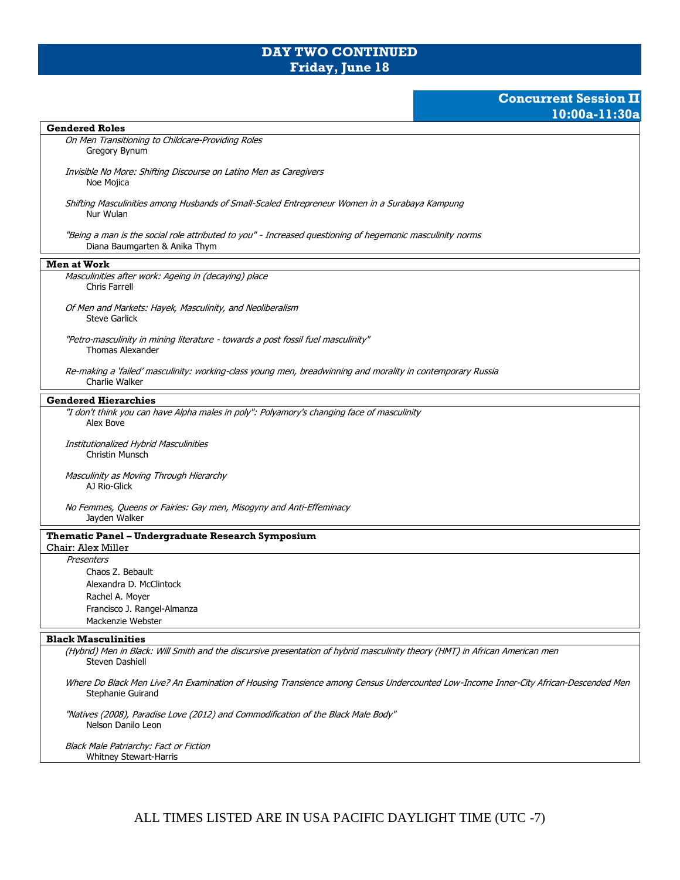# DAY TWO CONTINUED
## Friday, June 18

### Concurrent Session II
### 10:00a-11:30a

**Gendered Roles**

*On Men Transitioning to Childcare-Providing Roles*
Gregory Bynum

*Invisible No More: Shifting Discourse on Latino Men as Caregivers*
Noe Mojica

*Shifting Masculinities among Husbands of Small-Scaled Entrepreneur Women in a Surabaya Kampung*
Nur Wulan

*"Being a man is the social role attributed to you" - Increased questioning of hegemonic masculinity norms*
Diana Baumgarten & Anika Thym

**Men at Work**

*Masculinities after work: Ageing in (decaying) place*
Chris Farrell

*Of Men and Markets: Hayek, Masculinity, and Neoliberalism*
Steve Garlick

*"Petro-masculinity in mining literature - towards a post fossil fuel masculinity"*
Thomas Alexander

*Re-making a 'failed' masculinity: working-class young men, breadwinning and morality in contemporary Russia*
Charlie Walker

**Gendered Hierarchies**

*"I don't think you can have Alpha males in poly": Polyamory's changing face of masculinity*
Alex Bove

*Institutionalized Hybrid Masculinities*
Christin Munsch

*Masculinity as Moving Through Hierarchy*
AJ Rio-Glick

*No Femmes, Queens or Fairies: Gay men, Misogyny and Anti-Effeminacy*
Jayden Walker

**Thematic Panel – Undergraduate Research Symposium**
Chair: Alex Miller

*Presenters*
Chaos Z. Bebault
Alexandra D. McClintock
Rachel A. Moyer
Francisco J. Rangel-Almanza
Mackenzie Webster

**Black Masculinities**

*(Hybrid) Men in Black: Will Smith and the discursive presentation of hybrid masculinity theory (HMT) in African American men*
Steven Dashiell

*Where Do Black Men Live? An Examination of Housing Transience among Census Undercounted Low-Income Inner-City African-Descended Men*
Stephanie Guirand

*"Natives (2008), Paradise Love (2012) and Commodification of the Black Male Body"*
Nelson Danilo Leon

*Black Male Patriarchy: Fact or Fiction*
Whitney Stewart-Harris

ALL TIMES LISTED ARE IN USA PACIFIC DAYLIGHT TIME (UTC -7)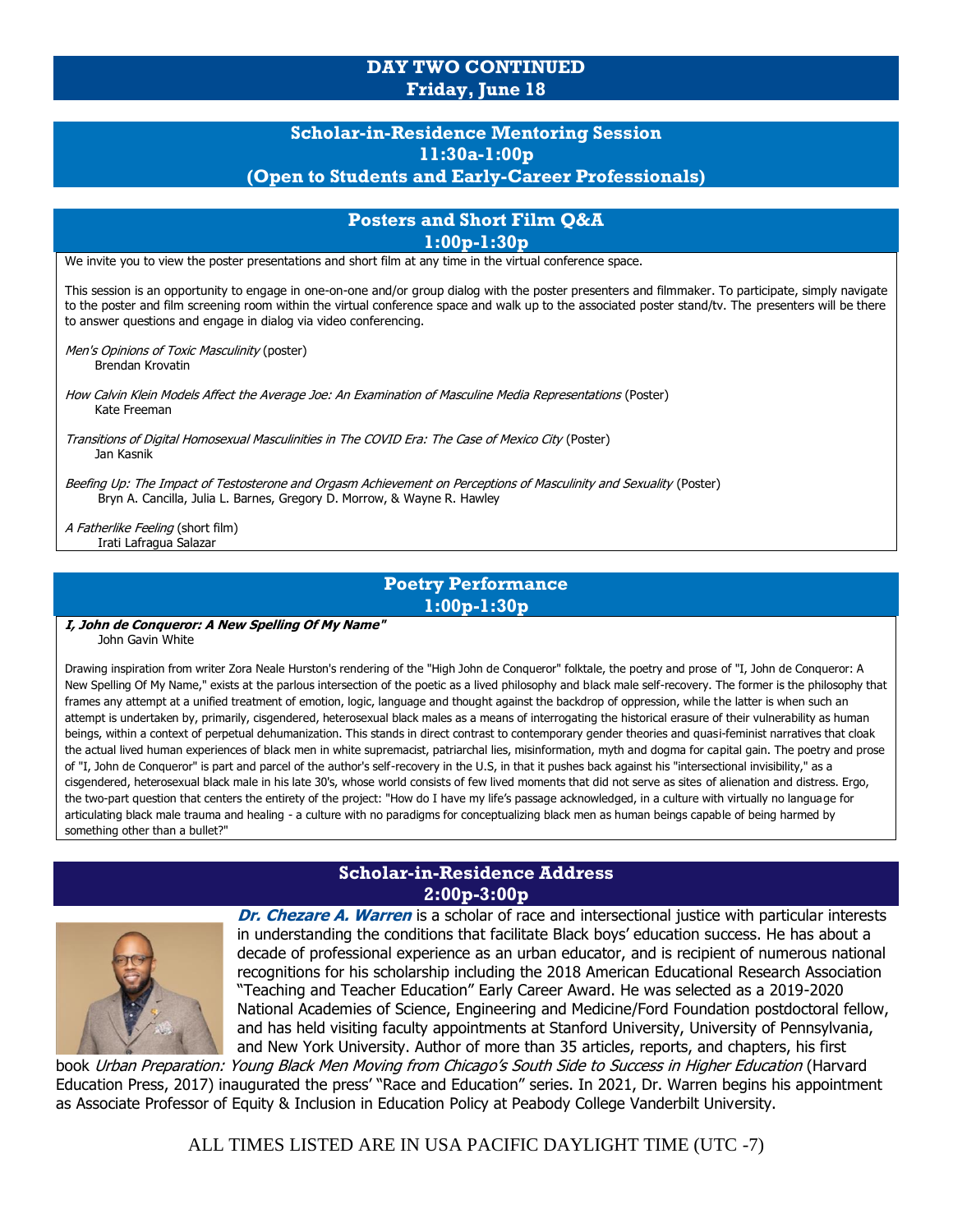## DAY TWO CONTINUED
**Friday, June 18**

### Scholar-in-Residence Mentoring Session
**11:30a-1:00p**
**(Open to Students and Early-Career Professionals)**

### Posters and Short Film Q&A
**1:00p-1:30p**

We invite you to view the poster presentations and short film at any time in the virtual conference space.

This session is an opportunity to engage in one-on-one and/or group dialog with the poster presenters and filmmaker. To participate, simply navigate to the poster and film screening room within the virtual conference space and walk up to the associated poster stand/tv. The presenters will be there to answer questions and engage in dialog via video conferencing.

*Men's Opinions of Toxic Masculinity* (poster)
Brendan Krovatin

*How Calvin Klein Models Affect the Average Joe: An Examination of Masculine Media Representations* (Poster)
Kate Freeman

*Transitions of Digital Homosexual Masculinities in The COVID Era: The Case of Mexico City* (Poster)
Jan Kasnik

*Beefing Up: The Impact of Testosterone and Orgasm Achievement on Perceptions of Masculinity and Sexuality* (Poster)
Bryn A. Cancilla, Julia L. Barnes, Gregory D. Morrow, & Wayne R. Hawley

*A Fatherlike Feeling* (short film)
Irati Lafragua Salazar

### Poetry Performance
**1:00p-1:30p**

***I, John de Conqueror: A New Spelling Of My Name"***
John Gavin White

Drawing inspiration from writer Zora Neale Hurston's rendering of the "High John de Conqueror" folktale, the poetry and prose of "I, John de Conqueror: A New Spelling Of My Name," exists at the parlous intersection of the poetic as a lived philosophy and black male self-recovery. The former is the philosophy that frames any attempt at a unified treatment of emotion, logic, language and thought against the backdrop of oppression, while the latter is when such an attempt is undertaken by, primarily, cisgendered, heterosexual black males as a means of interrogating the historical erasure of their vulnerability as human beings, within a context of perpetual dehumanization. This stands in direct contrast to contemporary gender theories and quasi-feminist narratives that cloak the actual lived human experiences of black men in white supremacist, patriarchal lies, misinformation, myth and dogma for capital gain. The poetry and prose of "I, John de Conqueror" is part and parcel of the author's self-recovery in the U.S, in that it pushes back against his "intersectional invisibility," as a cisgendered, heterosexual black male in his late 30's, whose world consists of few lived moments that did not serve as sites of alienation and distress. Ergo, the two-part question that centers the entirety of the project: "How do I have my life's passage acknowledged, in a culture with virtually no language for articulating black male trauma and healing - a culture with no paradigms for conceptualizing black men as human beings capable of being harmed by something other than a bullet?"

### Scholar-in-Residence Address
**2:00p-3:00p**

***Dr. Chezare A. Warren*** is a scholar of race and intersectional justice with particular interests in understanding the conditions that facilitate Black boys' education success. He has about a decade of professional experience as an urban educator, and is recipient of numerous national recognitions for his scholarship including the 2018 American Educational Research Association "Teaching and Teacher Education" Early Career Award. He was selected as a 2019-2020 National Academies of Science, Engineering and Medicine/Ford Foundation postdoctoral fellow, and has held visiting faculty appointments at Stanford University, University of Pennsylvania, and New York University. Author of more than 35 articles, reports, and chapters, his first book *Urban Preparation: Young Black Men Moving from Chicago's South Side to Success in Higher Education* (Harvard Education Press, 2017) inaugurated the press' "Race and Education" series. In 2021, Dr. Warren begins his appointment as Associate Professor of Equity & Inclusion in Education Policy at Peabody College Vanderbilt University.

ALL TIMES LISTED ARE IN USA PACIFIC DAYLIGHT TIME (UTC -7)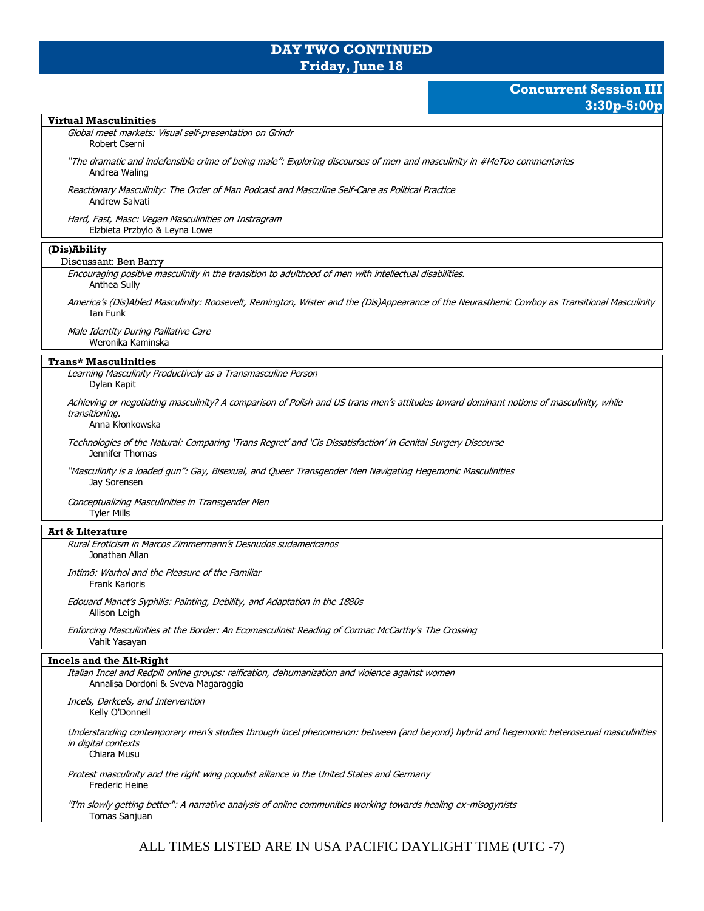# DAY TWO CONTINUED
## Friday, June 18

### Concurrent Session III
### 3:30p-5:00p

**Virtual Masculinities**

*Global meet markets: Visual self-presentation on Grindr*
Robert Cserni

*"The dramatic and indefensible crime of being male": Exploring discourses of men and masculinity in #MeToo commentaries*
Andrea Waling

*Reactionary Masculinity: The Order of Man Podcast and Masculine Self-Care as Political Practice*
Andrew Salvati

*Hard, Fast, Masc: Vegan Masculinities on Instragram*
Elzbieta Przbylo & Leyna Lowe

**(Dis)Ability**
Discussant: Ben Barry

*Encouraging positive masculinity in the transition to adulthood of men with intellectual disabilities.*
Anthea Sully

*America's (Dis)Abled Masculinity: Roosevelt, Remington, Wister and the (Dis)Appearance of the Neurasthenic Cowboy as Transitional Masculinity*
Ian Funk

*Male Identity During Palliative Care*
Weronika Kaminska

**Trans\* Masculinities**

*Learning Masculinity Productively as a Transmasculine Person*
Dylan Kapit

*Achieving or negotiating masculinity? A comparison of Polish and US trans men's attitudes toward dominant notions of masculinity, while transitioning.*
Anna Kłonkowska

*Technologies of the Natural: Comparing 'Trans Regret' and 'Cis Dissatisfaction' in Genital Surgery Discourse*
Jennifer Thomas

*"Masculinity is a loaded gun": Gay, Bisexual, and Queer Transgender Men Navigating Hegemonic Masculinities*
Jay Sorensen

*Conceptualizing Masculinities in Transgender Men*
Tyler Mills

**Art & Literature**

*Rural Eroticism in Marcos Zimmermann's Desnudos sudamericanos*
Jonathan Allan

*Intimō: Warhol and the Pleasure of the Familiar*
Frank Karioris

*Edouard Manet's Syphilis: Painting, Debility, and Adaptation in the 1880s*
Allison Leigh

*Enforcing Masculinities at the Border: An Ecomasculinist Reading of Cormac McCarthy's The Crossing*
Vahit Yasayan

**Incels and the Alt-Right**

*Italian Incel and Redpill online groups: reification, dehumanization and violence against women*
Annalisa Dordoni & Sveva Magaraggia

*Incels, Darkcels, and Intervention*
Kelly O'Donnell

*Understanding contemporary men's studies through incel phenomenon: between (and beyond) hybrid and hegemonic heterosexual masculinities in digital contexts*
Chiara Musu

*Protest masculinity and the right wing populist alliance in the United States and Germany*
Frederic Heine

*"I'm slowly getting better": A narrative analysis of online communities working towards healing ex-misogynists*
Tomas Sanjuan

ALL TIMES LISTED ARE IN USA PACIFIC DAYLIGHT TIME (UTC -7)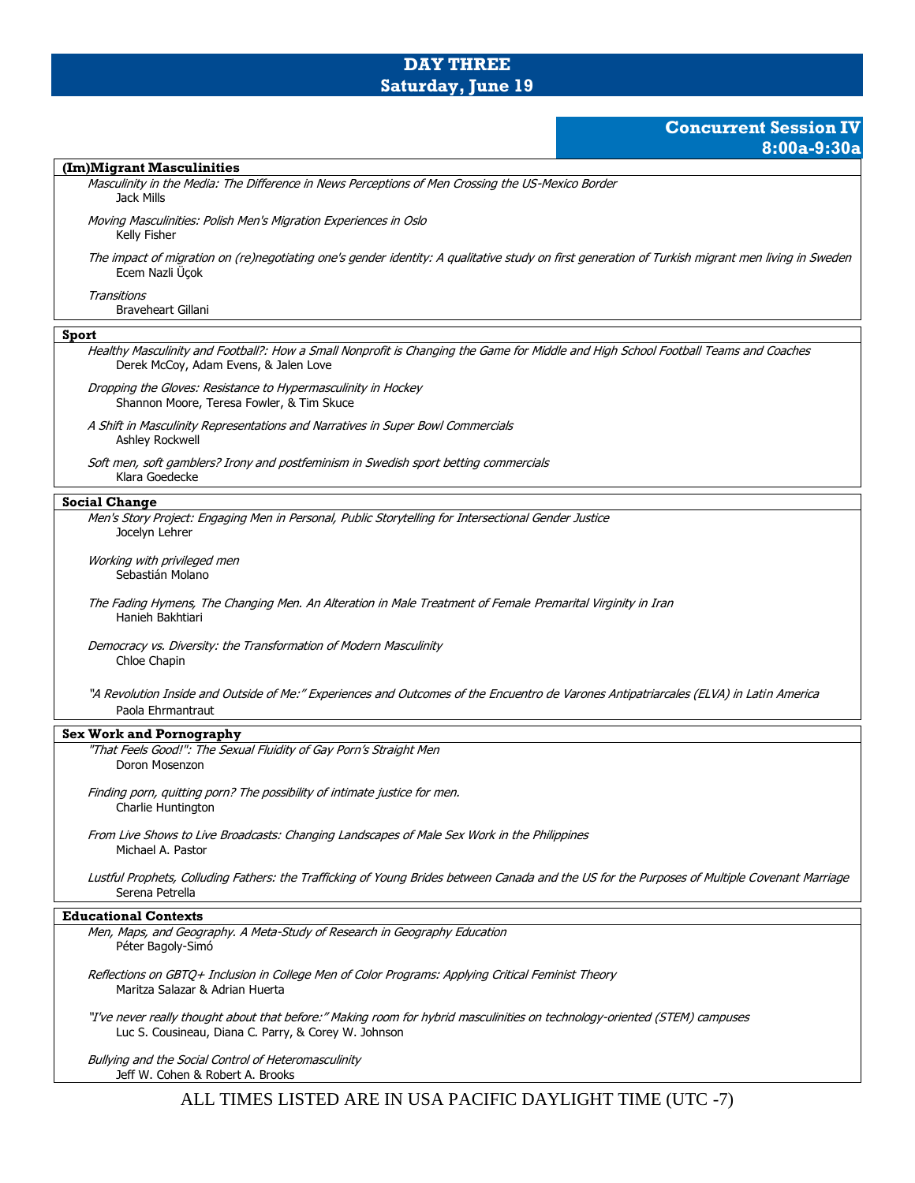# DAY THREE
## Saturday, June 19

### Concurrent Session IV
**8:00a-9:30a**

**(Im)Migrant Masculinities**

*Masculinity in the Media: The Difference in News Perceptions of Men Crossing the US-Mexico Border*
Jack Mills

*Moving Masculinities: Polish Men's Migration Experiences in Oslo*
Kelly Fisher

*The impact of migration on (re)negotiating one's gender identity: A qualitative study on first generation of Turkish migrant men living in Sweden*
Ecem Nazli Üçok

*Transitions*
Braveheart Gillani

**Sport**

*Healthy Masculinity and Football?: How a Small Nonprofit is Changing the Game for Middle and High School Football Teams and Coaches*
Derek McCoy, Adam Evens, & Jalen Love

*Dropping the Gloves: Resistance to Hypermasculinity in Hockey*
Shannon Moore, Teresa Fowler, & Tim Skuce

*A Shift in Masculinity Representations and Narratives in Super Bowl Commercials*
Ashley Rockwell

*Soft men, soft gamblers? Irony and postfeminism in Swedish sport betting commercials*
Klara Goedecke

**Social Change**

*Men's Story Project: Engaging Men in Personal, Public Storytelling for Intersectional Gender Justice*
Jocelyn Lehrer

*Working with privileged men*
Sebastián Molano

*The Fading Hymens, The Changing Men. An Alteration in Male Treatment of Female Premarital Virginity in Iran*
Hanieh Bakhtiari

*Democracy vs. Diversity: the Transformation of Modern Masculinity*
Chloe Chapin

*"A Revolution Inside and Outside of Me:" Experiences and Outcomes of the Encuentro de Varones Antipatriarcales (ELVA) in Latin America*
Paola Ehrmantraut

**Sex Work and Pornography**

*"That Feels Good!": The Sexual Fluidity of Gay Porn's Straight Men*
Doron Mosenzon

*Finding porn, quitting porn? The possibility of intimate justice for men.*
Charlie Huntington

*From Live Shows to Live Broadcasts: Changing Landscapes of Male Sex Work in the Philippines*
Michael A. Pastor

*Lustful Prophets, Colluding Fathers: the Trafficking of Young Brides between Canada and the US for the Purposes of Multiple Covenant Marriage*
Serena Petrella

**Educational Contexts**

*Men, Maps, and Geography. A Meta-Study of Research in Geography Education*
Péter Bagoly-Simó

*Reflections on GBTQ+ Inclusion in College Men of Color Programs: Applying Critical Feminist Theory*
Maritza Salazar & Adrian Huerta

*"I've never really thought about that before:" Making room for hybrid masculinities on technology-oriented (STEM) campuses*
Luc S. Cousineau, Diana C. Parry, & Corey W. Johnson

*Bullying and the Social Control of Heteromasculinity*
Jeff W. Cohen & Robert A. Brooks

ALL TIMES LISTED ARE IN USA PACIFIC DAYLIGHT TIME (UTC -7)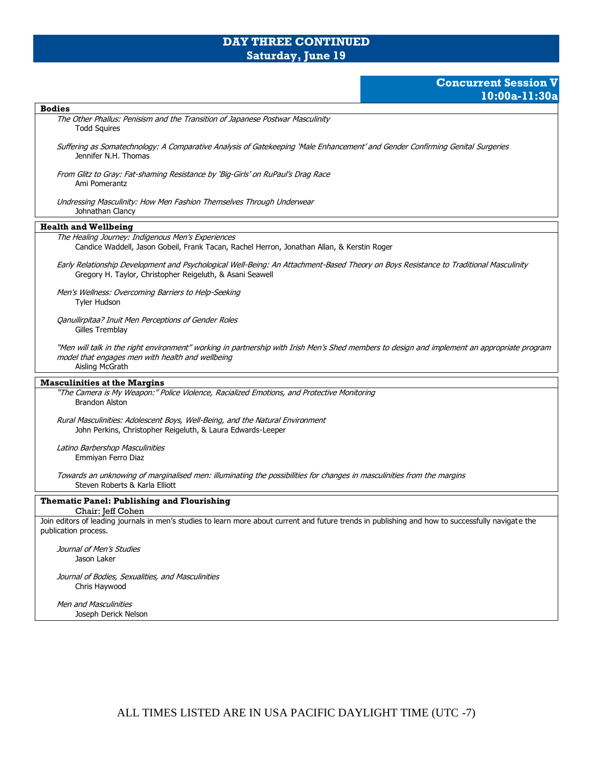# DAY THREE CONTINUED
## Saturday, June 19

### Concurrent Session V
### 10:00a-11:30a

**Bodies**

*The Other Phallus: Penisism and the Transition of Japanese Postwar Masculinity*
Todd Squires

*Suffering as Somatechnology: A Comparative Analysis of Gatekeeping 'Male Enhancement' and Gender Confirming Genital Surgeries*
Jennifer N.H. Thomas

*From Glitz to Gray: Fat-shaming Resistance by 'Big-Girls' on RuPaul's Drag Race*
Ami Pomerantz

*Undressing Masculinity: How Men Fashion Themselves Through Underwear*
Johnathan Clancy

**Health and Wellbeing**

*The Healing Journey: Indigenous Men's Experiences*
Candice Waddell, Jason Gobeil, Frank Tacan, Rachel Herron, Jonathan Allan, & Kerstin Roger

*Early Relationship Development and Psychological Well-Being: An Attachment-Based Theory on Boys Resistance to Traditional Masculinity*
Gregory H. Taylor, Christopher Reigeluth, & Asani Seawell

*Men's Wellness: Overcoming Barriers to Help-Seeking*
Tyler Hudson

*Qanuilirpitaa? Inuit Men Perceptions of Gender Roles*
Gilles Tremblay

*"Men will talk in the right environment" working in partnership with Irish Men's Shed members to design and implement an appropriate program model that engages men with health and wellbeing*
Aisling McGrath

**Masculinities at the Margins**

*"The Camera is My Weapon:" Police Violence, Racialized Emotions, and Protective Monitoring*
Brandon Alston

*Rural Masculinities: Adolescent Boys, Well-Being, and the Natural Environment*
John Perkins, Christopher Reigeluth, & Laura Edwards-Leeper

*Latino Barbershop Masculinities*
Emmiyan Ferro Diaz

*Towards an unknowing of marginalised men: illuminating the possibilities for changes in masculinities from the margins*
Steven Roberts & Karla Elliott

**Thematic Panel: Publishing and Flourishing**
Chair: Jeff Cohen

Join editors of leading journals in men's studies to learn more about current and future trends in publishing and how to successfully navigate the publication process.

*Journal of Men's Studies*
Jason Laker

*Journal of Bodies, Sexualities, and Masculinities*
Chris Haywood

*Men and Masculinities*
Joseph Derick Nelson

ALL TIMES LISTED ARE IN USA PACIFIC DAYLIGHT TIME (UTC -7)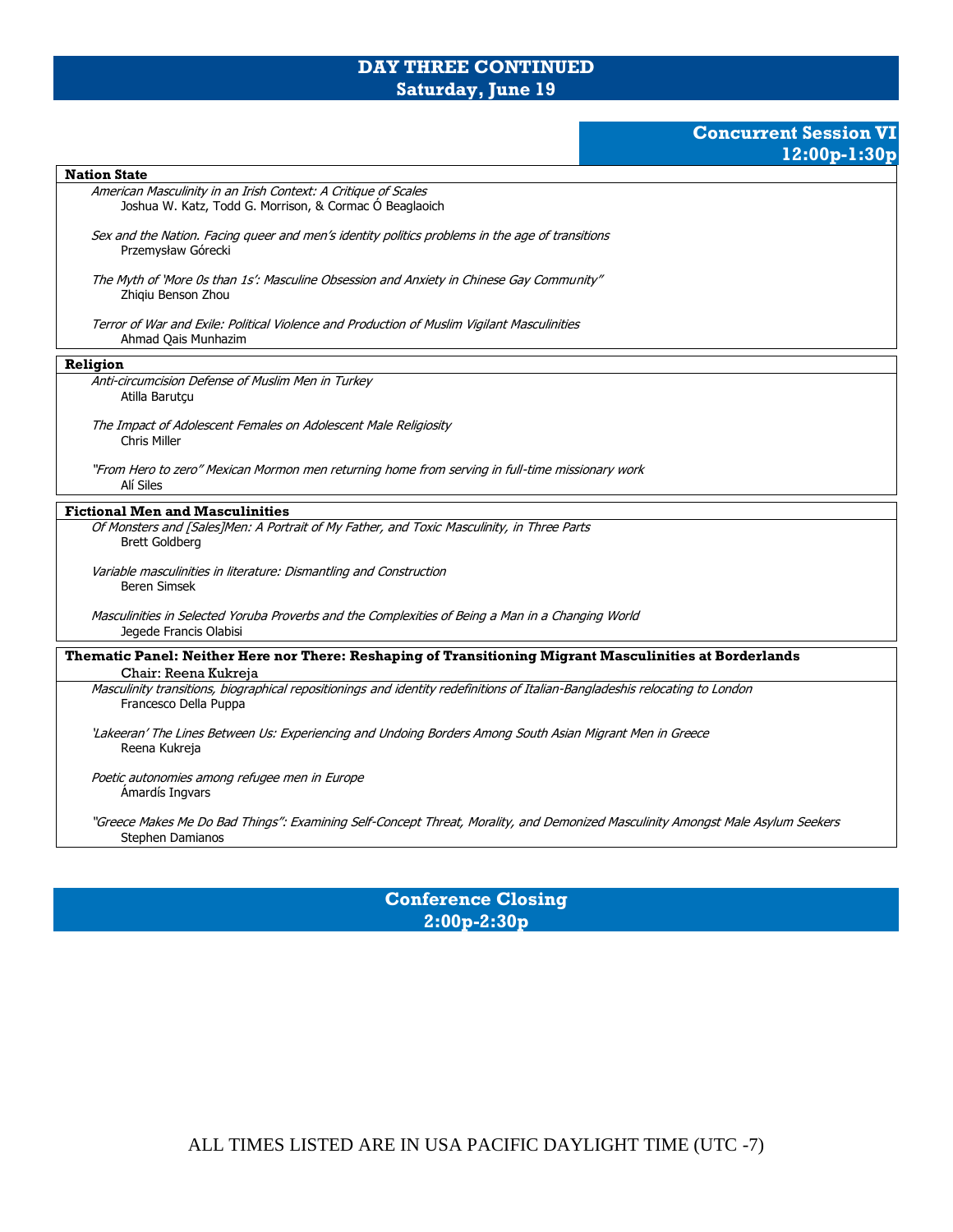# DAY THREE CONTINUED
## Saturday, June 19

### Concurrent Session VI
### 12:00p-1:30p

**Nation State**

*American Masculinity in an Irish Context: A Critique of Scales*
Joshua W. Katz, Todd G. Morrison, & Cormac Ó Beaglaoich

*Sex and the Nation. Facing queer and men's identity politics problems in the age of transitions*
Przemysław Górecki

*The Myth of 'More 0s than 1s': Masculine Obsession and Anxiety in Chinese Gay Community"*
Zhiqiu Benson Zhou

*Terror of War and Exile: Political Violence and Production of Muslim Vigilant Masculinities*
Ahmad Qais Munhazim

**Religion**

*Anti-circumcision Defense of Muslim Men in Turkey*
Atilla Barutçu

*The Impact of Adolescent Females on Adolescent Male Religiosity*
Chris Miller

*"From Hero to zero" Mexican Mormon men returning home from serving in full-time missionary work*
Alí Siles

**Fictional Men and Masculinities**

*Of Monsters and [Sales]Men: A Portrait of My Father, and Toxic Masculinity, in Three Parts*
Brett Goldberg

*Variable masculinities in literature: Dismantling and Construction*
Beren Simsek

*Masculinities in Selected Yoruba Proverbs and the Complexities of Being a Man in a Changing World*
Jegede Francis Olabisi

**Thematic Panel: Neither Here nor There: Reshaping of Transitioning Migrant Masculinities at Borderlands**
Chair: Reena Kukreja

*Masculinity transitions, biographical repositionings and identity redefinitions of Italian-Bangladeshis relocating to London*
Francesco Della Puppa

*'Lakeeran' The Lines Between Us: Experiencing and Undoing Borders Among South Asian Migrant Men in Greece*
Reena Kukreja

*Poetic autonomies among refugee men in Europe*
Ámardís Ingvars

*"Greece Makes Me Do Bad Things": Examining Self-Concept Threat, Morality, and Demonized Masculinity Amongst Male Asylum Seekers*
Stephen Damianos

### Conference Closing
### 2:00p-2:30p

ALL TIMES LISTED ARE IN USA PACIFIC DAYLIGHT TIME (UTC -7)